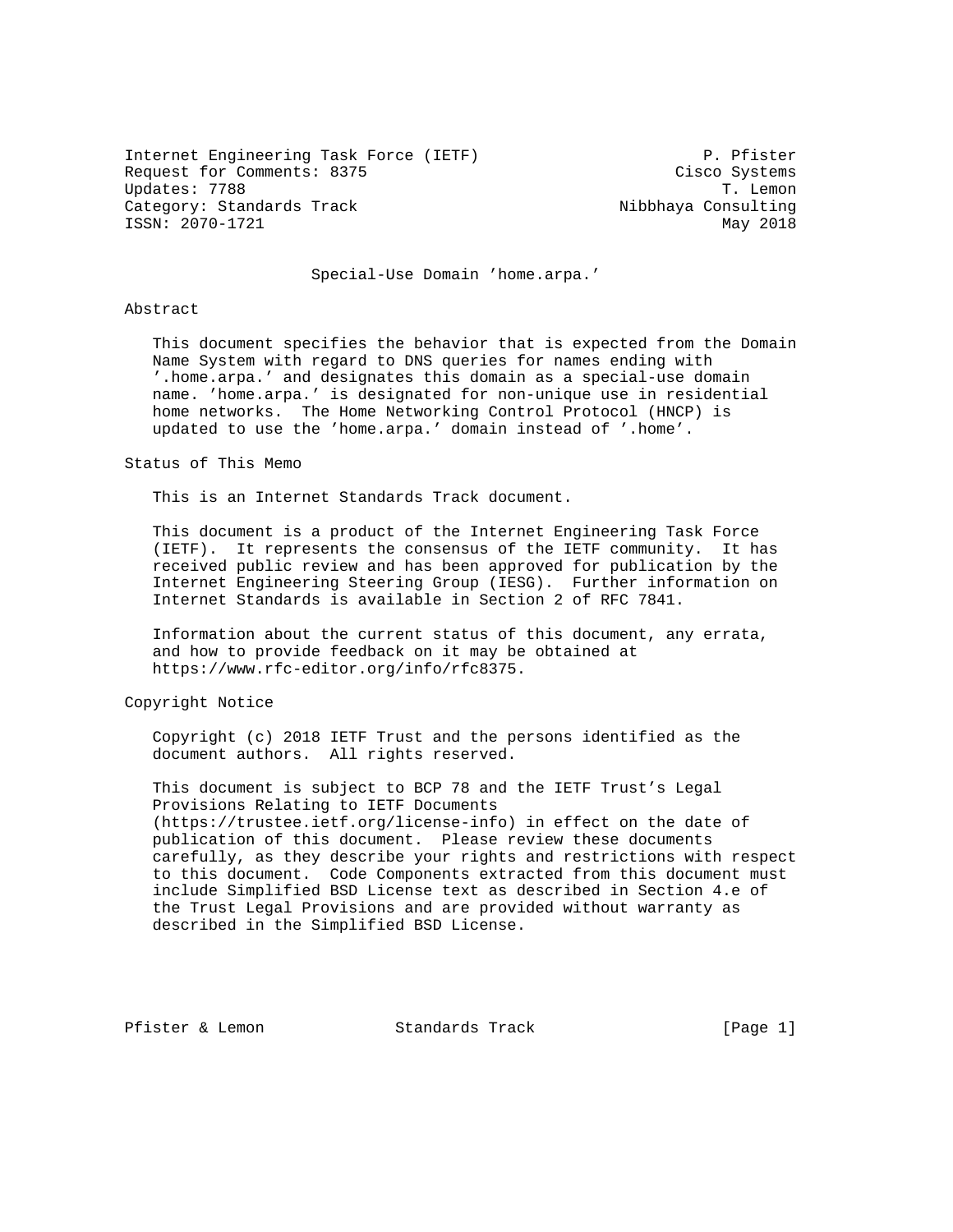Internet Engineering Task Force (IETF) P. Pfister
Request for Comments: 8375 Cisco Systems
Updates: 7788 T. Lemon
Category: Standards Track Nibbhaya Consulting
ISSN: 2070-1721 May 2018

# Special-Use Domain 'home.arpa.'

## Abstract

This document specifies the behavior that is expected from the Domain Name System with regard to DNS queries for names ending with '.home.arpa.' and designates this domain as a special-use domain name. 'home.arpa.' is designated for non-unique use in residential home networks. The Home Networking Control Protocol (HNCP) is updated to use the 'home.arpa.' domain instead of '.home'.

## Status of This Memo

This is an Internet Standards Track document.

This document is a product of the Internet Engineering Task Force (IETF). It represents the consensus of the IETF community. It has received public review and has been approved for publication by the Internet Engineering Steering Group (IESG). Further information on Internet Standards is available in Section 2 of RFC 7841.

Information about the current status of this document, any errata, and how to provide feedback on it may be obtained at https://www.rfc-editor.org/info/rfc8375.

## Copyright Notice

Copyright (c) 2018 IETF Trust and the persons identified as the document authors. All rights reserved.

This document is subject to BCP 78 and the IETF Trust's Legal Provisions Relating to IETF Documents (https://trustee.ietf.org/license-info) in effect on the date of publication of this document. Please review these documents carefully, as they describe your rights and restrictions with respect to this document. Code Components extracted from this document must include Simplified BSD License text as described in Section 4.e of the Trust Legal Provisions and are provided without warranty as described in the Simplified BSD License.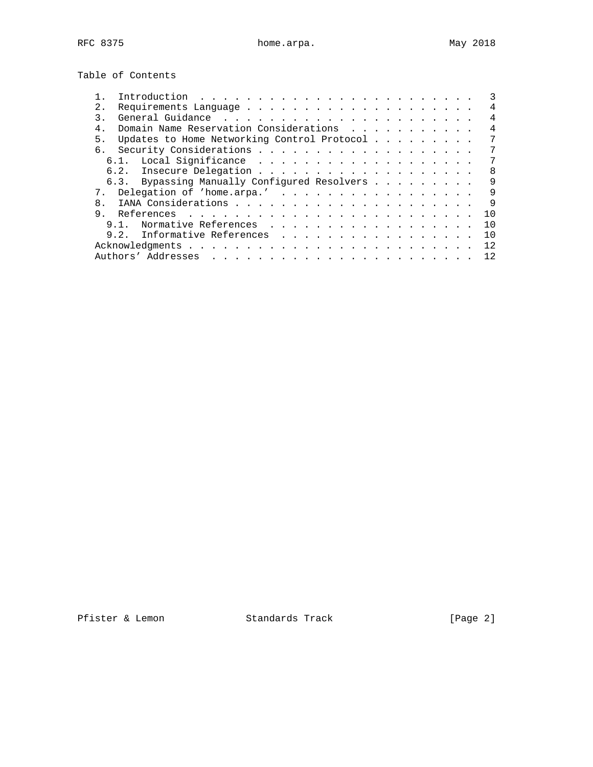## Table of Contents

1. Introduction . . . . . . . . . . . . . . . . . . . . . . . . 3
2. Requirements Language . . . . . . . . . . . . . . . . . . . . 4
3. General Guidance . . . . . . . . . . . . . . . . . . . . . . 4
4. Domain Name Reservation Considerations . . . . . . . . . . . 4
5. Updates to Home Networking Control Protocol . . . . . . . . . 7
6. Security Considerations . . . . . . . . . . . . . . . . . . . 7
   - 6.1. Local Significance . . . . . . . . . . . . . . . . . . . 7
   - 6.2. Insecure Delegation . . . . . . . . . . . . . . . . . . . 8
   - 6.3. Bypassing Manually Configured Resolvers . . . . . . . . . 9
7. Delegation of 'home.arpa.' . . . . . . . . . . . . . . . . . 9
8. IANA Considerations . . . . . . . . . . . . . . . . . . . . . 9
9. References . . . . . . . . . . . . . . . . . . . . . . . . . 10
   - 9.1. Normative References . . . . . . . . . . . . . . . . . . 10
   - 9.2. Informative References . . . . . . . . . . . . . . . . . 10

Acknowledgments . . . . . . . . . . . . . . . . . . . . . . . . . 12

Authors' Addresses . . . . . . . . . . . . . . . . . . . . . . . 12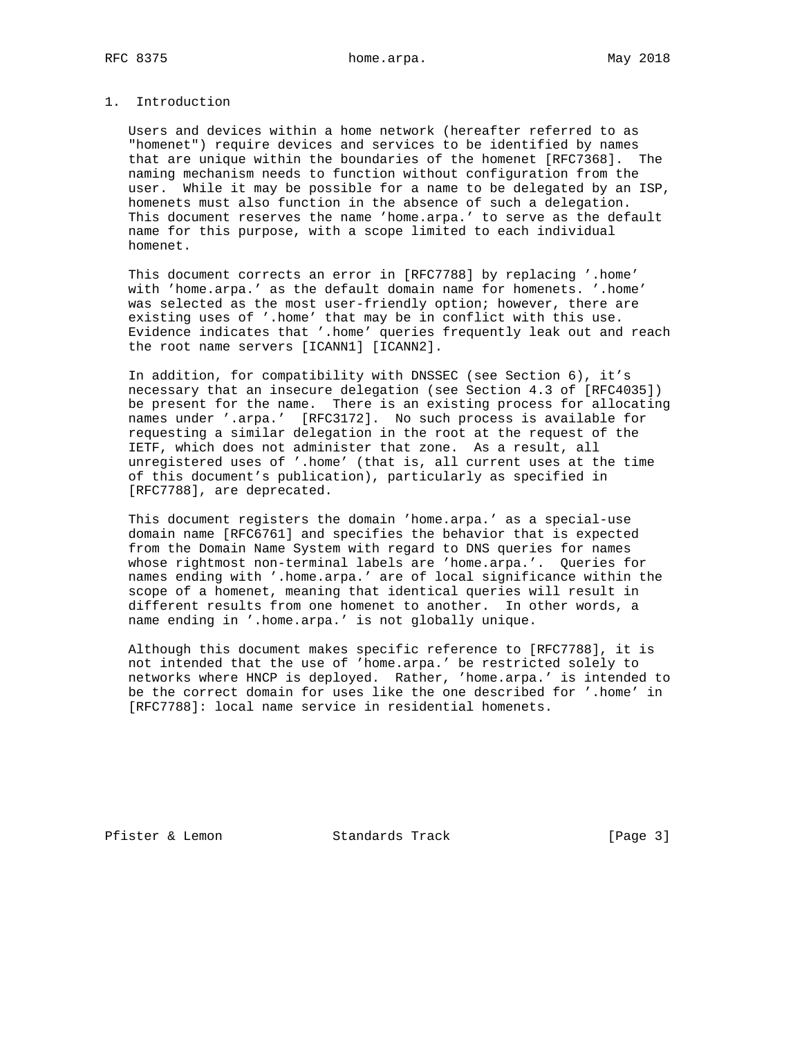## 1. Introduction

Users and devices within a home network (hereafter referred to as "homenet") require devices and services to be identified by names that are unique within the boundaries of the homenet [RFC7368]. The naming mechanism needs to function without configuration from the user. While it may be possible for a name to be delegated by an ISP, homenets must also function in the absence of such a delegation. This document reserves the name 'home.arpa.' to serve as the default name for this purpose, with a scope limited to each individual homenet.

This document corrects an error in [RFC7788] by replacing '.home' with 'home.arpa.' as the default domain name for homenets. '.home' was selected as the most user-friendly option; however, there are existing uses of '.home' that may be in conflict with this use. Evidence indicates that '.home' queries frequently leak out and reach the root name servers [ICANN1] [ICANN2].

In addition, for compatibility with DNSSEC (see Section 6), it's necessary that an insecure delegation (see Section 4.3 of [RFC4035]) be present for the name. There is an existing process for allocating names under '.arpa.' [RFC3172]. No such process is available for requesting a similar delegation in the root at the request of the IETF, which does not administer that zone. As a result, all unregistered uses of '.home' (that is, all current uses at the time of this document's publication), particularly as specified in [RFC7788], are deprecated.

This document registers the domain 'home.arpa.' as a special-use domain name [RFC6761] and specifies the behavior that is expected from the Domain Name System with regard to DNS queries for names whose rightmost non-terminal labels are 'home.arpa.'. Queries for names ending with '.home.arpa.' are of local significance within the scope of a homenet, meaning that identical queries will result in different results from one homenet to another. In other words, a name ending in '.home.arpa.' is not globally unique.

Although this document makes specific reference to [RFC7788], it is not intended that the use of 'home.arpa.' be restricted solely to networks where HNCP is deployed. Rather, 'home.arpa.' is intended to be the correct domain for uses like the one described for '.home' in [RFC7788]: local name service in residential homenets.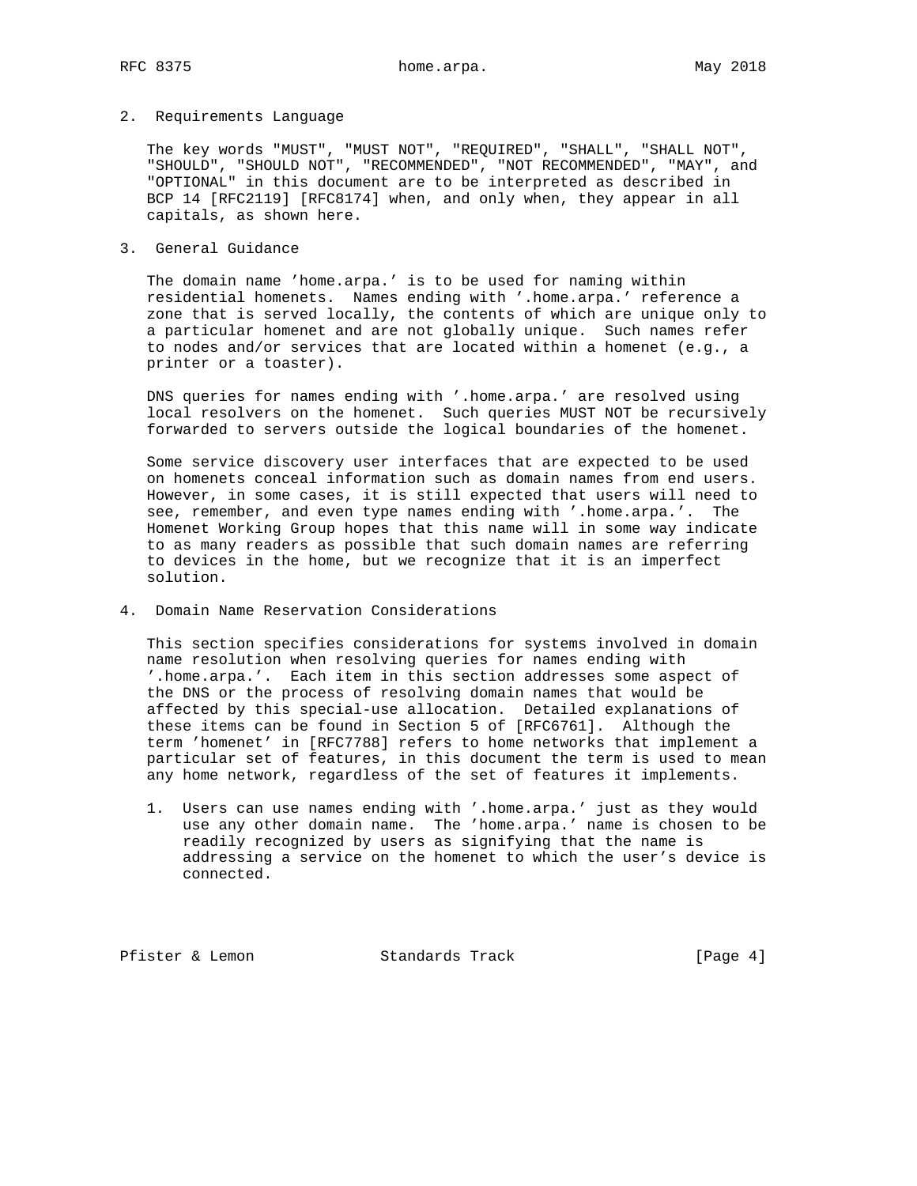## 2. Requirements Language

The key words "MUST", "MUST NOT", "REQUIRED", "SHALL", "SHALL NOT", "SHOULD", "SHOULD NOT", "RECOMMENDED", "NOT RECOMMENDED", "MAY", and "OPTIONAL" in this document are to be interpreted as described in BCP 14 [RFC2119] [RFC8174] when, and only when, they appear in all capitals, as shown here.

## 3. General Guidance

The domain name 'home.arpa.' is to be used for naming within residential homenets. Names ending with '.home.arpa.' reference a zone that is served locally, the contents of which are unique only to a particular homenet and are not globally unique. Such names refer to nodes and/or services that are located within a homenet (e.g., a printer or a toaster).

DNS queries for names ending with '.home.arpa.' are resolved using local resolvers on the homenet. Such queries MUST NOT be recursively forwarded to servers outside the logical boundaries of the homenet.

Some service discovery user interfaces that are expected to be used on homenets conceal information such as domain names from end users. However, in some cases, it is still expected that users will need to see, remember, and even type names ending with '.home.arpa.'. The Homenet Working Group hopes that this name will in some way indicate to as many readers as possible that such domain names are referring to devices in the home, but we recognize that it is an imperfect solution.

## 4. Domain Name Reservation Considerations

This section specifies considerations for systems involved in domain name resolution when resolving queries for names ending with '.home.arpa.'. Each item in this section addresses some aspect of the DNS or the process of resolving domain names that would be affected by this special-use allocation. Detailed explanations of these items can be found in Section 5 of [RFC6761]. Although the term 'homenet' in [RFC7788] refers to home networks that implement a particular set of features, in this document the term is used to mean any home network, regardless of the set of features it implements.

1. Users can use names ending with '.home.arpa.' just as they would use any other domain name. The 'home.arpa.' name is chosen to be readily recognized by users as signifying that the name is addressing a service on the homenet to which the user's device is connected.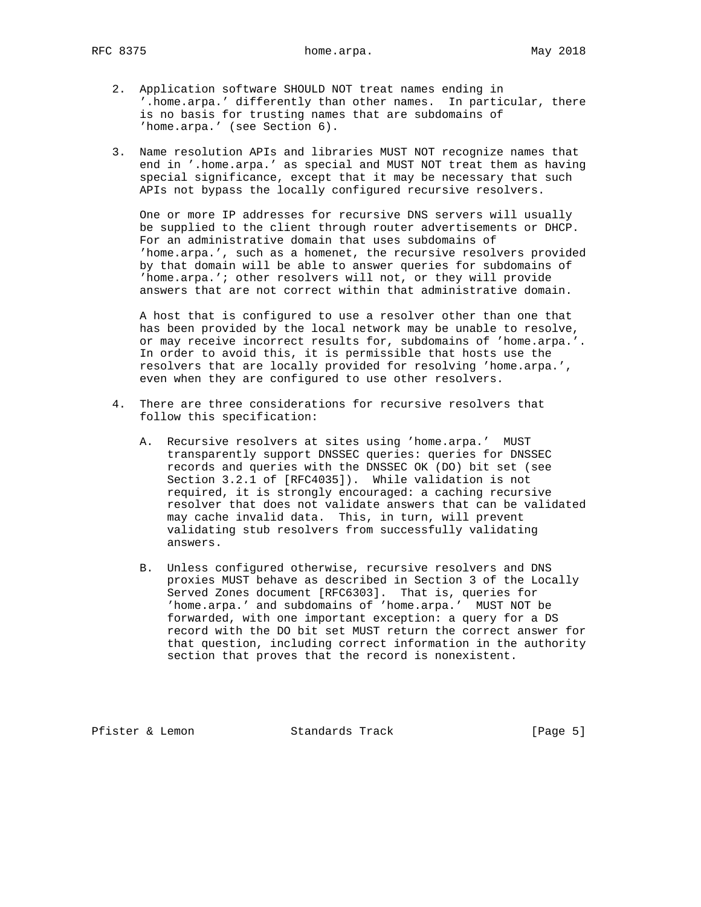2. Application software SHOULD NOT treat names ending in '.home.arpa.' differently than other names. In particular, there is no basis for trusting names that are subdomains of 'home.arpa.' (see Section 6).

3. Name resolution APIs and libraries MUST NOT recognize names that end in '.home.arpa.' as special and MUST NOT treat them as having special significance, except that it may be necessary that such APIs not bypass the locally configured recursive resolvers.

   One or more IP addresses for recursive DNS servers will usually be supplied to the client through router advertisements or DHCP. For an administrative domain that uses subdomains of 'home.arpa.', such as a homenet, the recursive resolvers provided by that domain will be able to answer queries for subdomains of 'home.arpa.'; other resolvers will not, or they will provide answers that are not correct within that administrative domain.

   A host that is configured to use a resolver other than one that has been provided by the local network may be unable to resolve, or may receive incorrect results for, subdomains of 'home.arpa.'. In order to avoid this, it is permissible that hosts use the resolvers that are locally provided for resolving 'home.arpa.', even when they are configured to use other resolvers.

4. There are three considerations for recursive resolvers that follow this specification:

   A. Recursive resolvers at sites using 'home.arpa.' MUST transparently support DNSSEC queries: queries for DNSSEC records and queries with the DNSSEC OK (DO) bit set (see Section 3.2.1 of [RFC4035]). While validation is not required, it is strongly encouraged: a caching recursive resolver that does not validate answers that can be validated may cache invalid data. This, in turn, will prevent validating stub resolvers from successfully validating answers.

   B. Unless configured otherwise, recursive resolvers and DNS proxies MUST behave as described in Section 3 of the Locally Served Zones document [RFC6303]. That is, queries for 'home.arpa.' and subdomains of 'home.arpa.' MUST NOT be forwarded, with one important exception: a query for a DS record with the DO bit set MUST return the correct answer for that question, including correct information in the authority section that proves that the record is nonexistent.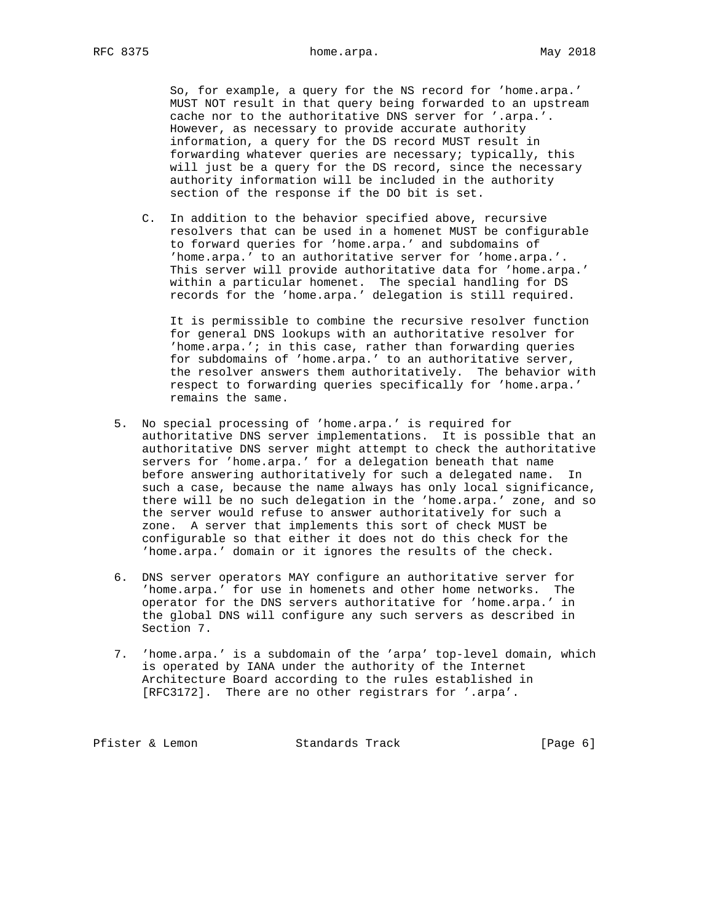So, for example, a query for the NS record for 'home.arpa.' MUST NOT result in that query being forwarded to an upstream cache nor to the authoritative DNS server for '.arpa.'. However, as necessary to provide accurate authority information, a query for the DS record MUST result in forwarding whatever queries are necessary; typically, this will just be a query for the DS record, since the necessary authority information will be included in the authority section of the response if the DO bit is set.

C. In addition to the behavior specified above, recursive resolvers that can be used in a homenet MUST be configurable to forward queries for 'home.arpa.' and subdomains of 'home.arpa.' to an authoritative server for 'home.arpa.'. This server will provide authoritative data for 'home.arpa.' within a particular homenet. The special handling for DS records for the 'home.arpa.' delegation is still required.

It is permissible to combine the recursive resolver function for general DNS lookups with an authoritative resolver for 'home.arpa.'; in this case, rather than forwarding queries for subdomains of 'home.arpa.' to an authoritative server, the resolver answers them authoritatively. The behavior with respect to forwarding queries specifically for 'home.arpa.' remains the same.

5. No special processing of 'home.arpa.' is required for authoritative DNS server implementations. It is possible that an authoritative DNS server might attempt to check the authoritative servers for 'home.arpa.' for a delegation beneath that name before answering authoritatively for such a delegated name. In such a case, because the name always has only local significance, there will be no such delegation in the 'home.arpa.' zone, and so the server would refuse to answer authoritatively for such a zone. A server that implements this sort of check MUST be configurable so that either it does not do this check for the 'home.arpa.' domain or it ignores the results of the check.

6. DNS server operators MAY configure an authoritative server for 'home.arpa.' for use in homenets and other home networks. The operator for the DNS servers authoritative for 'home.arpa.' in the global DNS will configure any such servers as described in Section 7.

7. 'home.arpa.' is a subdomain of the 'arpa' top-level domain, which is operated by IANA under the authority of the Internet Architecture Board according to the rules established in [RFC3172]. There are no other registrars for '.arpa'.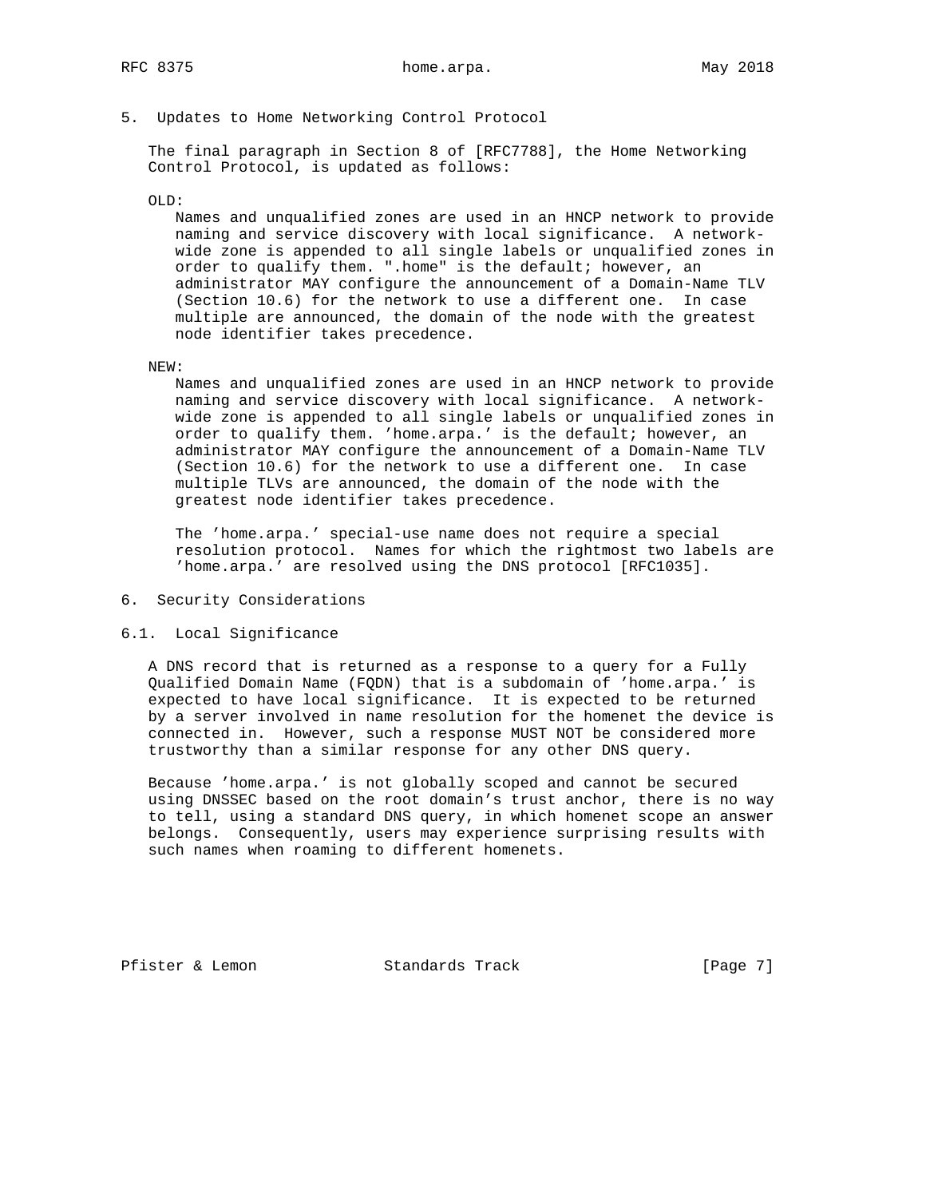## 5. Updates to Home Networking Control Protocol

The final paragraph in Section 8 of [RFC7788], the Home Networking Control Protocol, is updated as follows:

OLD:

> Names and unqualified zones are used in an HNCP network to provide naming and service discovery with local significance. A network-wide zone is appended to all single labels or unqualified zones in order to qualify them. ".home" is the default; however, an administrator MAY configure the announcement of a Domain-Name TLV (Section 10.6) for the network to use a different one. In case multiple are announced, the domain of the node with the greatest node identifier takes precedence.

NEW:

> Names and unqualified zones are used in an HNCP network to provide naming and service discovery with local significance. A network-wide zone is appended to all single labels or unqualified zones in order to qualify them. 'home.arpa.' is the default; however, an administrator MAY configure the announcement of a Domain-Name TLV (Section 10.6) for the network to use a different one. In case multiple TLVs are announced, the domain of the node with the greatest node identifier takes precedence.
>
> The 'home.arpa.' special-use name does not require a special resolution protocol. Names for which the rightmost two labels are 'home.arpa.' are resolved using the DNS protocol [RFC1035].

## 6. Security Considerations

### 6.1. Local Significance

A DNS record that is returned as a response to a query for a Fully Qualified Domain Name (FQDN) that is a subdomain of 'home.arpa.' is expected to have local significance. It is expected to be returned by a server involved in name resolution for the homenet the device is connected in. However, such a response MUST NOT be considered more trustworthy than a similar response for any other DNS query.

Because 'home.arpa.' is not globally scoped and cannot be secured using DNSSEC based on the root domain's trust anchor, there is no way to tell, using a standard DNS query, in which homenet scope an answer belongs. Consequently, users may experience surprising results with such names when roaming to different homenets.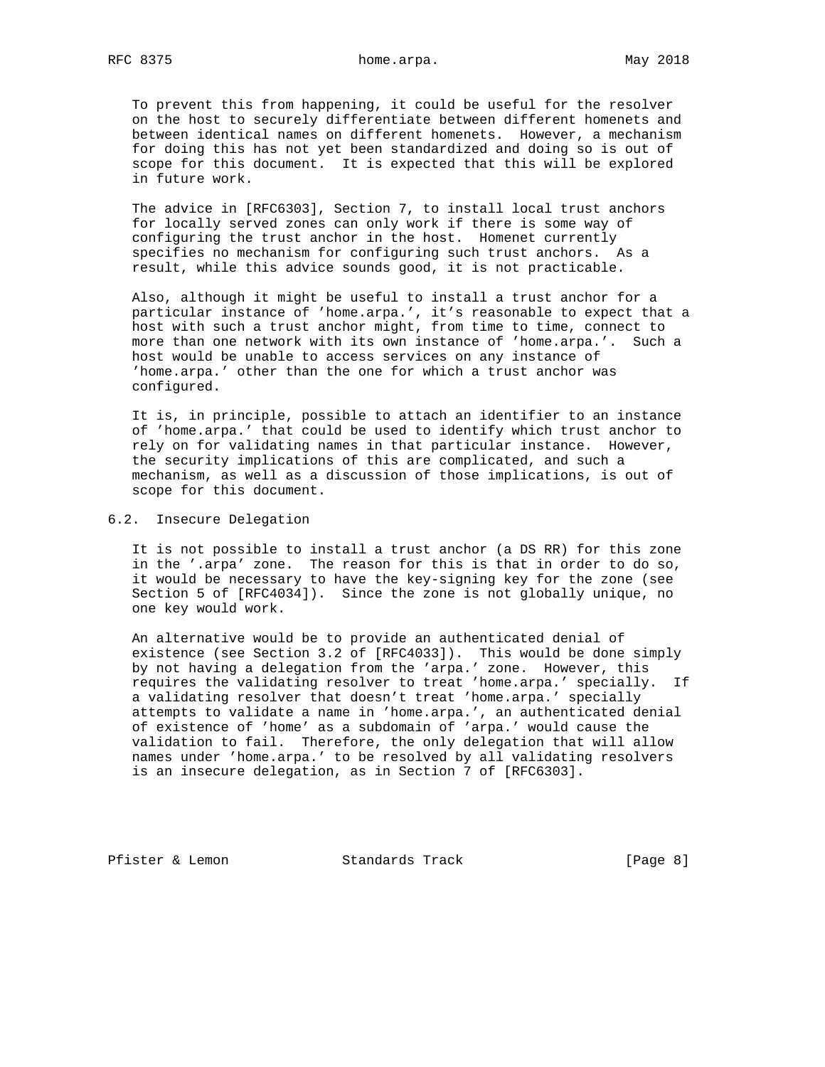To prevent this from happening, it could be useful for the resolver on the host to securely differentiate between different homenets and between identical names on different homenets. However, a mechanism for doing this has not yet been standardized and doing so is out of scope for this document. It is expected that this will be explored in future work.

The advice in [RFC6303], Section 7, to install local trust anchors for locally served zones can only work if there is some way of configuring the trust anchor in the host. Homenet currently specifies no mechanism for configuring such trust anchors. As a result, while this advice sounds good, it is not practicable.

Also, although it might be useful to install a trust anchor for a particular instance of 'home.arpa.', it's reasonable to expect that a host with such a trust anchor might, from time to time, connect to more than one network with its own instance of 'home.arpa.'. Such a host would be unable to access services on any instance of 'home.arpa.' other than the one for which a trust anchor was configured.

It is, in principle, possible to attach an identifier to an instance of 'home.arpa.' that could be used to identify which trust anchor to rely on for validating names in that particular instance. However, the security implications of this are complicated, and such a mechanism, as well as a discussion of those implications, is out of scope for this document.

## 6.2. Insecure Delegation

It is not possible to install a trust anchor (a DS RR) for this zone in the '.arpa' zone. The reason for this is that in order to do so, it would be necessary to have the key-signing key for the zone (see Section 5 of [RFC4034]). Since the zone is not globally unique, no one key would work.

An alternative would be to provide an authenticated denial of existence (see Section 3.2 of [RFC4033]). This would be done simply by not having a delegation from the 'arpa.' zone. However, this requires the validating resolver to treat 'home.arpa.' specially. If a validating resolver that doesn't treat 'home.arpa.' specially attempts to validate a name in 'home.arpa.', an authenticated denial of existence of 'home' as a subdomain of 'arpa.' would cause the validation to fail. Therefore, the only delegation that will allow names under 'home.arpa.' to be resolved by all validating resolvers is an insecure delegation, as in Section 7 of [RFC6303].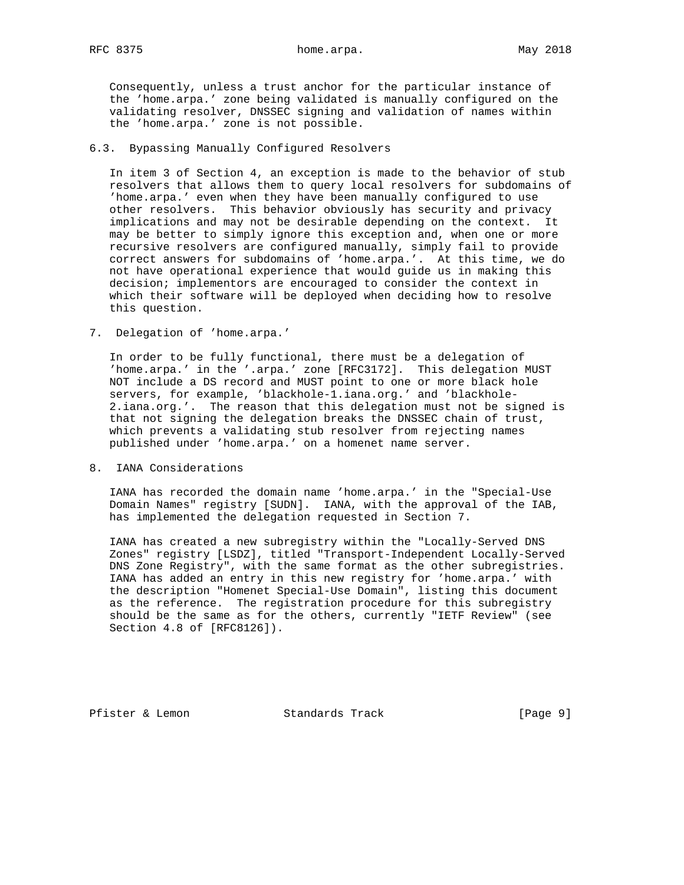Consequently, unless a trust anchor for the particular instance of the 'home.arpa.' zone being validated is manually configured on the validating resolver, DNSSEC signing and validation of names within the 'home.arpa.' zone is not possible.

### 6.3. Bypassing Manually Configured Resolvers

In item 3 of Section 4, an exception is made to the behavior of stub resolvers that allows them to query local resolvers for subdomains of 'home.arpa.' even when they have been manually configured to use other resolvers. This behavior obviously has security and privacy implications and may not be desirable depending on the context. It may be better to simply ignore this exception and, when one or more recursive resolvers are configured manually, simply fail to provide correct answers for subdomains of 'home.arpa.'. At this time, we do not have operational experience that would guide us in making this decision; implementors are encouraged to consider the context in which their software will be deployed when deciding how to resolve this question.

## 7. Delegation of 'home.arpa.'

In order to be fully functional, there must be a delegation of 'home.arpa.' in the '.arpa.' zone [RFC3172]. This delegation MUST NOT include a DS record and MUST point to one or more black hole servers, for example, 'blackhole-1.iana.org.' and 'blackhole-2.iana.org.'. The reason that this delegation must not be signed is that not signing the delegation breaks the DNSSEC chain of trust, which prevents a validating stub resolver from rejecting names published under 'home.arpa.' on a homenet name server.

## 8. IANA Considerations

IANA has recorded the domain name 'home.arpa.' in the "Special-Use Domain Names" registry [SUDN]. IANA, with the approval of the IAB, has implemented the delegation requested in Section 7.

IANA has created a new subregistry within the "Locally-Served DNS Zones" registry [LSDZ], titled "Transport-Independent Locally-Served DNS Zone Registry", with the same format as the other subregistries. IANA has added an entry in this new registry for 'home.arpa.' with the description "Homenet Special-Use Domain", listing this document as the reference. The registration procedure for this subregistry should be the same as for the others, currently "IETF Review" (see Section 4.8 of [RFC8126]).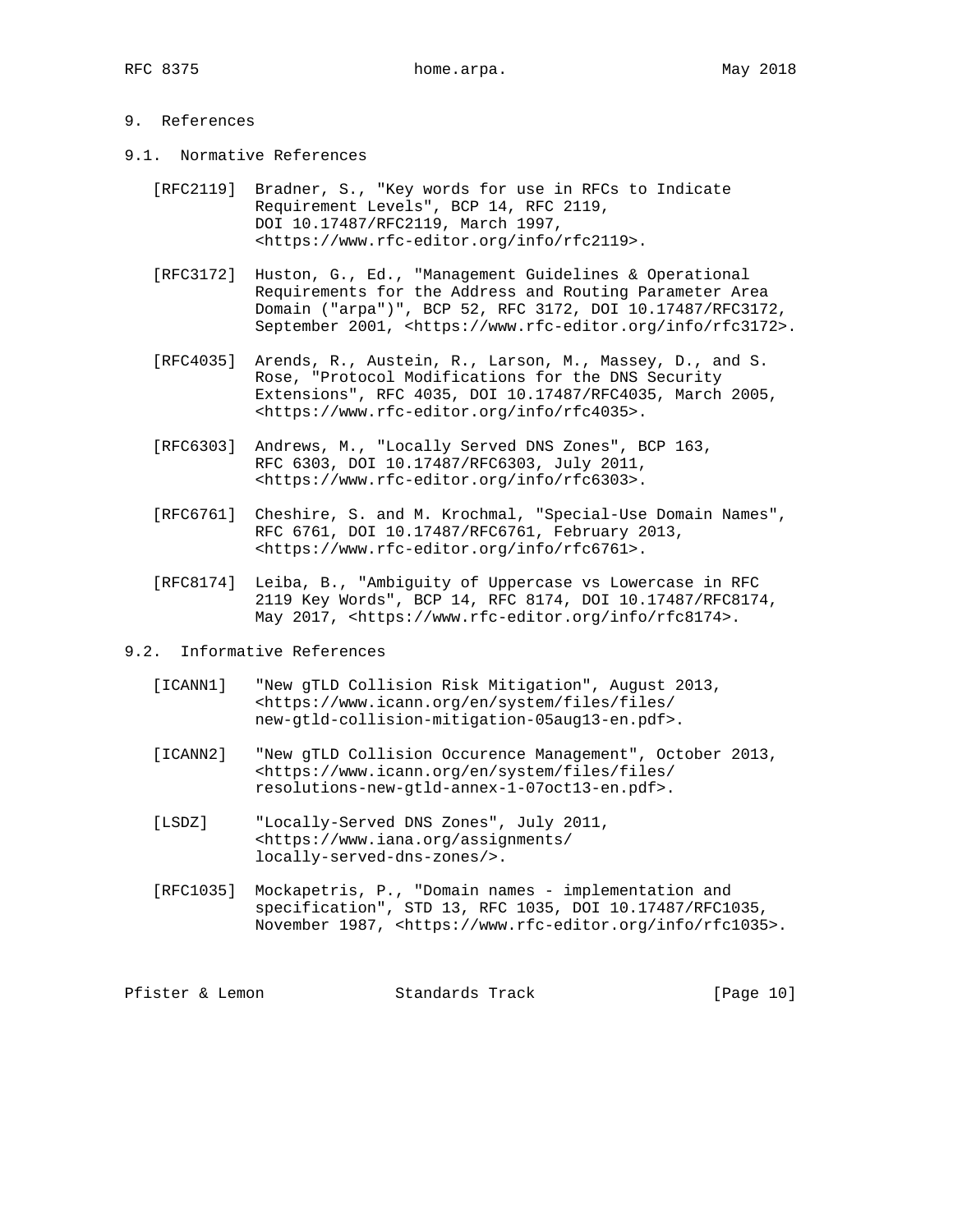## 9. References

### 9.1. Normative References

[RFC2119] Bradner, S., "Key words for use in RFCs to Indicate Requirement Levels", BCP 14, RFC 2119, DOI 10.17487/RFC2119, March 1997, <https://www.rfc-editor.org/info/rfc2119>.

[RFC3172] Huston, G., Ed., "Management Guidelines & Operational Requirements for the Address and Routing Parameter Area Domain ("arpa")", BCP 52, RFC 3172, DOI 10.17487/RFC3172, September 2001, <https://www.rfc-editor.org/info/rfc3172>.

[RFC4035] Arends, R., Austein, R., Larson, M., Massey, D., and S. Rose, "Protocol Modifications for the DNS Security Extensions", RFC 4035, DOI 10.17487/RFC4035, March 2005, <https://www.rfc-editor.org/info/rfc4035>.

[RFC6303] Andrews, M., "Locally Served DNS Zones", BCP 163, RFC 6303, DOI 10.17487/RFC6303, July 2011, <https://www.rfc-editor.org/info/rfc6303>.

[RFC6761] Cheshire, S. and M. Krochmal, "Special-Use Domain Names", RFC 6761, DOI 10.17487/RFC6761, February 2013, <https://www.rfc-editor.org/info/rfc6761>.

[RFC8174] Leiba, B., "Ambiguity of Uppercase vs Lowercase in RFC 2119 Key Words", BCP 14, RFC 8174, DOI 10.17487/RFC8174, May 2017, <https://www.rfc-editor.org/info/rfc8174>.

### 9.2. Informative References

[ICANN1] "New gTLD Collision Risk Mitigation", August 2013, <https://www.icann.org/en/system/files/files/new-gtld-collision-mitigation-05aug13-en.pdf>.

[ICANN2] "New gTLD Collision Occurence Management", October 2013, <https://www.icann.org/en/system/files/files/resolutions-new-gtld-annex-1-07oct13-en.pdf>.

[LSDZ] "Locally-Served DNS Zones", July 2011, <https://www.iana.org/assignments/locally-served-dns-zones/>.

[RFC1035] Mockapetris, P., "Domain names - implementation and specification", STD 13, RFC 1035, DOI 10.17487/RFC1035, November 1987, <https://www.rfc-editor.org/info/rfc1035>.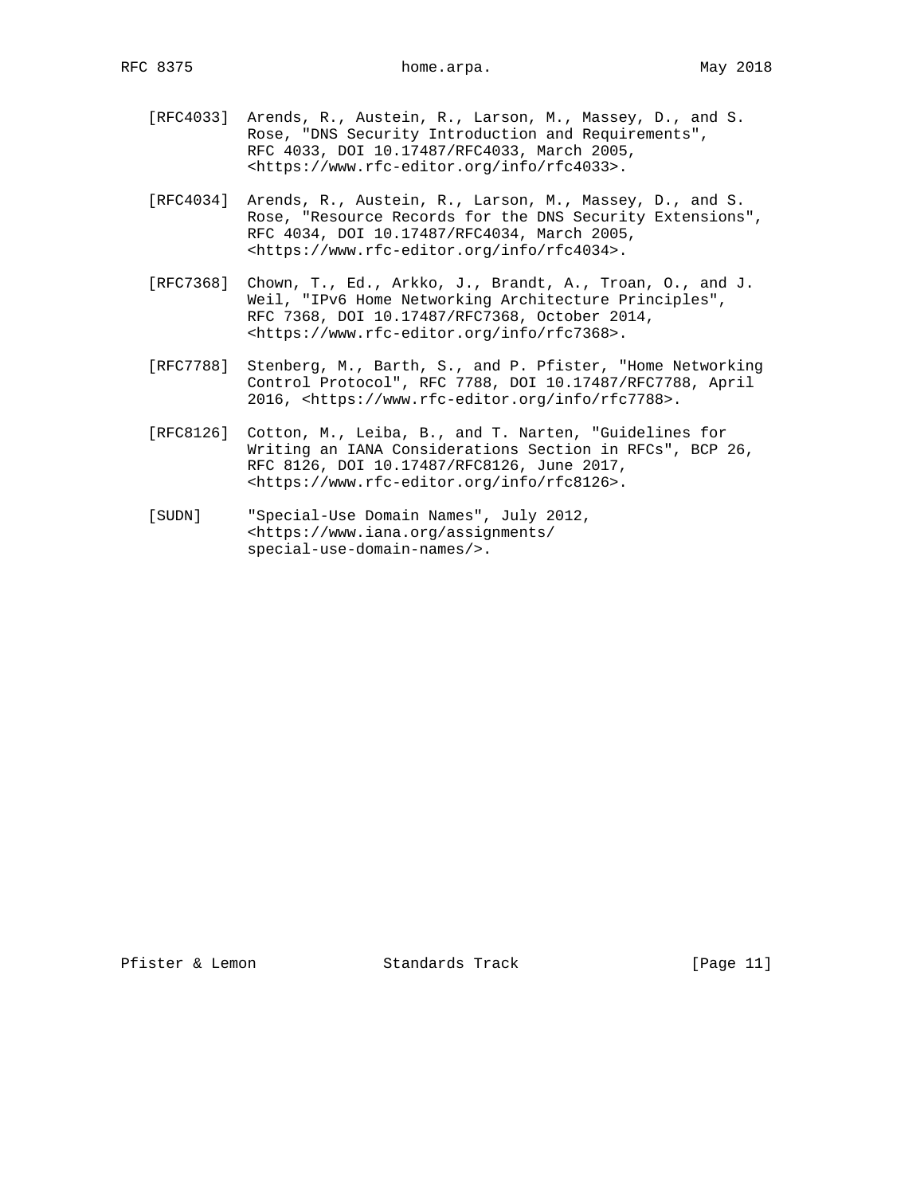[RFC4033] Arends, R., Austein, R., Larson, M., Massey, D., and S. Rose, "DNS Security Introduction and Requirements", RFC 4033, DOI 10.17487/RFC4033, March 2005, <https://www.rfc-editor.org/info/rfc4033>.

[RFC4034] Arends, R., Austein, R., Larson, M., Massey, D., and S. Rose, "Resource Records for the DNS Security Extensions", RFC 4034, DOI 10.17487/RFC4034, March 2005, <https://www.rfc-editor.org/info/rfc4034>.

[RFC7368] Chown, T., Ed., Arkko, J., Brandt, A., Troan, O., and J. Weil, "IPv6 Home Networking Architecture Principles", RFC 7368, DOI 10.17487/RFC7368, October 2014, <https://www.rfc-editor.org/info/rfc7368>.

[RFC7788] Stenberg, M., Barth, S., and P. Pfister, "Home Networking Control Protocol", RFC 7788, DOI 10.17487/RFC7788, April 2016, <https://www.rfc-editor.org/info/rfc7788>.

[RFC8126] Cotton, M., Leiba, B., and T. Narten, "Guidelines for Writing an IANA Considerations Section in RFCs", BCP 26, RFC 8126, DOI 10.17487/RFC8126, June 2017, <https://www.rfc-editor.org/info/rfc8126>.

[SUDN] "Special-Use Domain Names", July 2012, <https://www.iana.org/assignments/special-use-domain-names/>.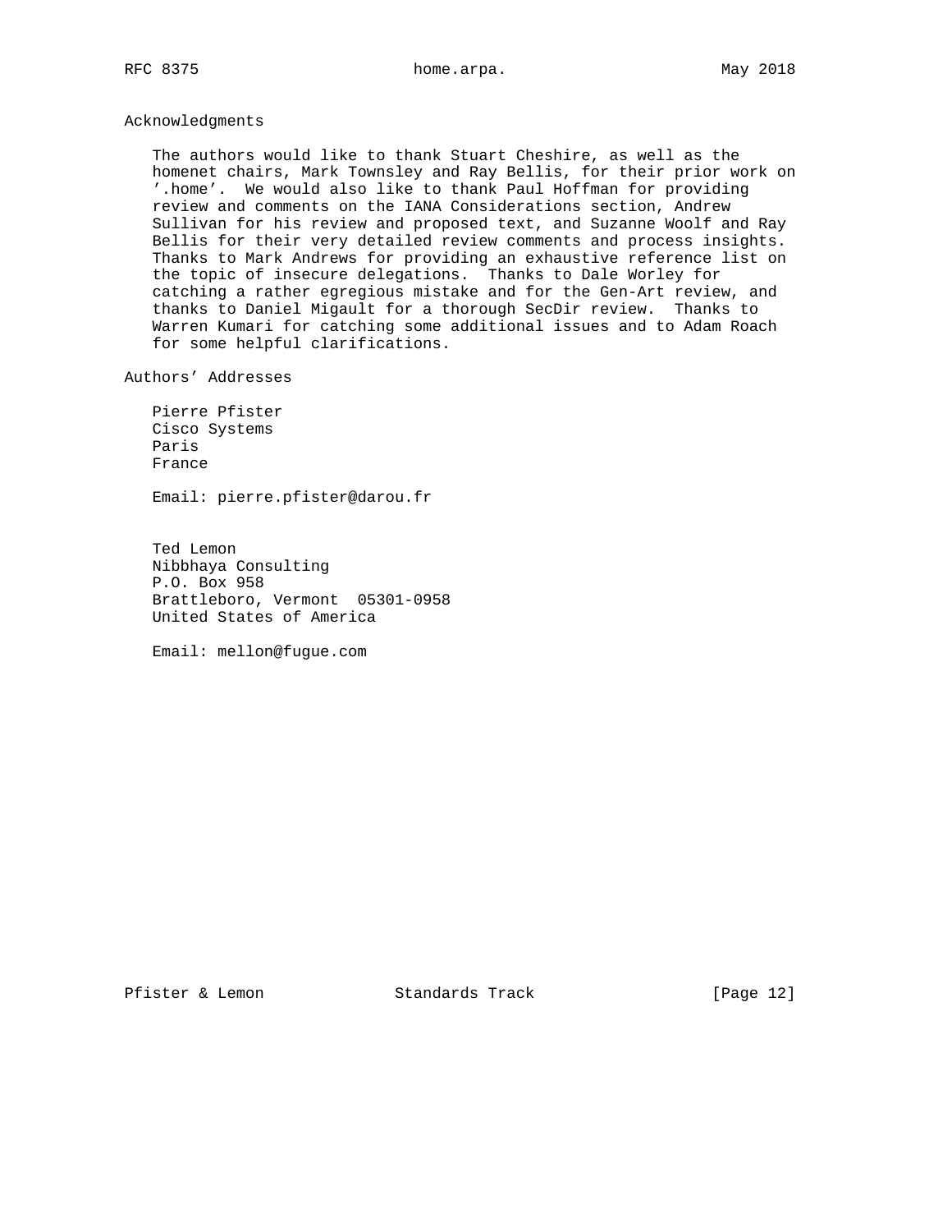## Acknowledgments

The authors would like to thank Stuart Cheshire, as well as the homenet chairs, Mark Townsley and Ray Bellis, for their prior work on '.home'. We would also like to thank Paul Hoffman for providing review and comments on the IANA Considerations section, Andrew Sullivan for his review and proposed text, and Suzanne Woolf and Ray Bellis for their very detailed review comments and process insights. Thanks to Mark Andrews for providing an exhaustive reference list on the topic of insecure delegations. Thanks to Dale Worley for catching a rather egregious mistake and for the Gen-Art review, and thanks to Daniel Migault for a thorough SecDir review. Thanks to Warren Kumari for catching some additional issues and to Adam Roach for some helpful clarifications.

## Authors' Addresses

Pierre Pfister
Cisco Systems
Paris
France

Email: pierre.pfister@darou.fr

Ted Lemon
Nibbhaya Consulting
P.O. Box 958
Brattleboro, Vermont 05301-0958
United States of America

Email: mellon@fugue.com